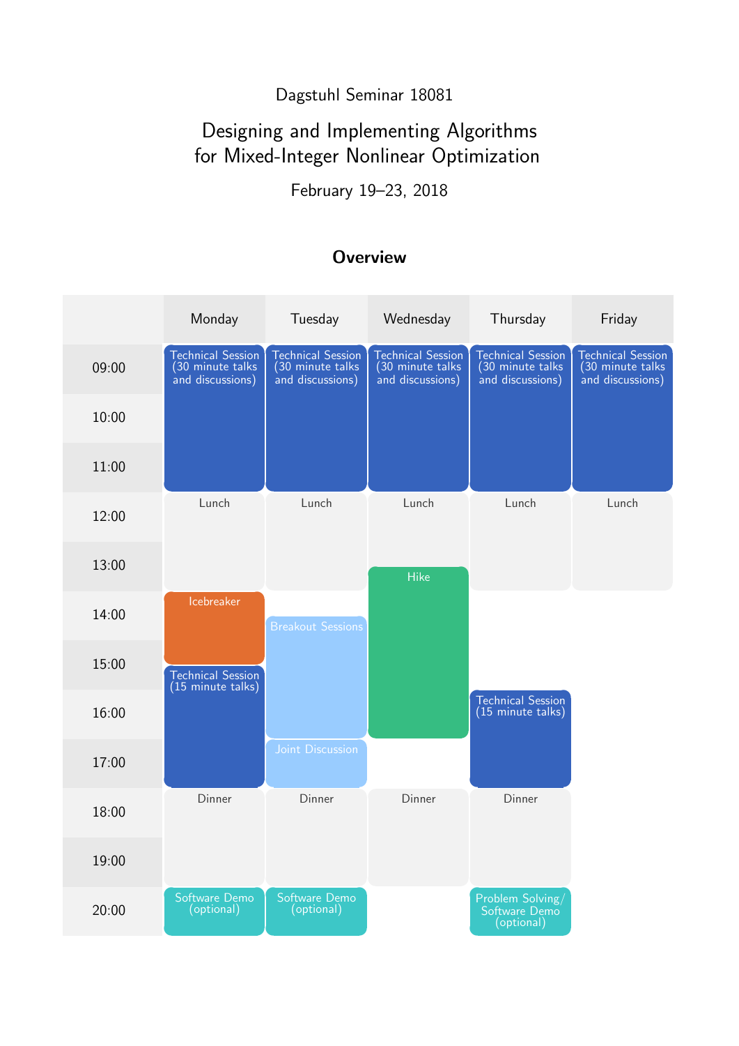Dagstuhl Seminar 18081

# Designing and Implementing Algorithms for Mixed-Integer Nonlinear Optimization

February 19–23, 2018

## Overview

| | Monday | Tuesday | Wednesday | Thursday | Friday |
|---|---|---|---|---|---|
| 09:00 | Technical Session (30 minute talks and discussions) | Technical Session (30 minute talks and discussions) | Technical Session (30 minute talks and discussions) | Technical Session (30 minute talks and discussions) | Technical Session (30 minute talks and discussions) |
| 10:00 | | | | | |
| 11:00 | | | | | |
| 12:00 | Lunch | Lunch | Lunch | Lunch | Lunch |
| 13:00 | | | Hike | | |
| 14:00 | Icebreaker | Breakout Sessions | | | |
| 15:00 | Technical Session (15 minute talks) | | | | |
| 16:00 | | | | Technical Session (15 minute talks) | |
| 17:00 | | Joint Discussion | | | |
| 18:00 | Dinner | Dinner | Dinner | Dinner | |
| 19:00 | | | | | |
| 20:00 | Software Demo (optional) | Software Demo (optional) | | Problem Solving/ Software Demo (optional) | |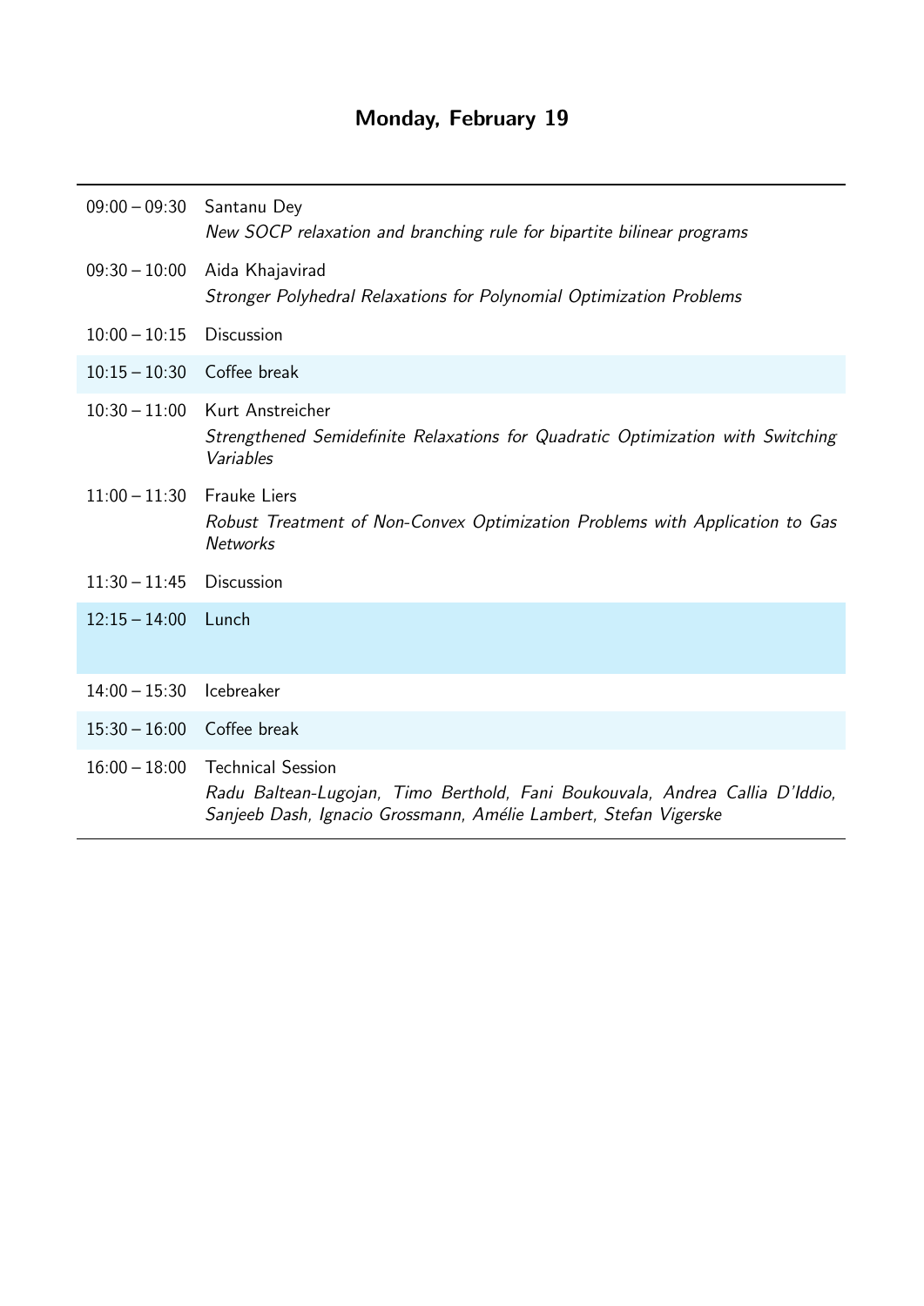## Monday, February 19

| Time | Session |
| --- | --- |
| 09:00 – 09:30 | Santanu Dey<br>*New SOCP relaxation and branching rule for bipartite bilinear programs* |
| 09:30 – 10:00 | Aida Khajavirad<br>*Stronger Polyhedral Relaxations for Polynomial Optimization Problems* |
| 10:00 – 10:15 | Discussion |
| 10:15 – 10:30 | Coffee break |
| 10:30 – 11:00 | Kurt Anstreicher<br>*Strengthened Semidefinite Relaxations for Quadratic Optimization with Switching Variables* |
| 11:00 – 11:30 | Frauke Liers<br>*Robust Treatment of Non-Convex Optimization Problems with Application to Gas Networks* |
| 11:30 – 11:45 | Discussion |
| 12:15 – 14:00 | Lunch |
| 14:00 – 15:30 | Icebreaker |
| 15:30 – 16:00 | Coffee break |
| 16:00 – 18:00 | Technical Session<br>*Radu Baltean-Lugojan, Timo Berthold, Fani Boukouvala, Andrea Callia D'Iddio, Sanjeeb Dash, Ignacio Grossmann, Amélie Lambert, Stefan Vigerske* |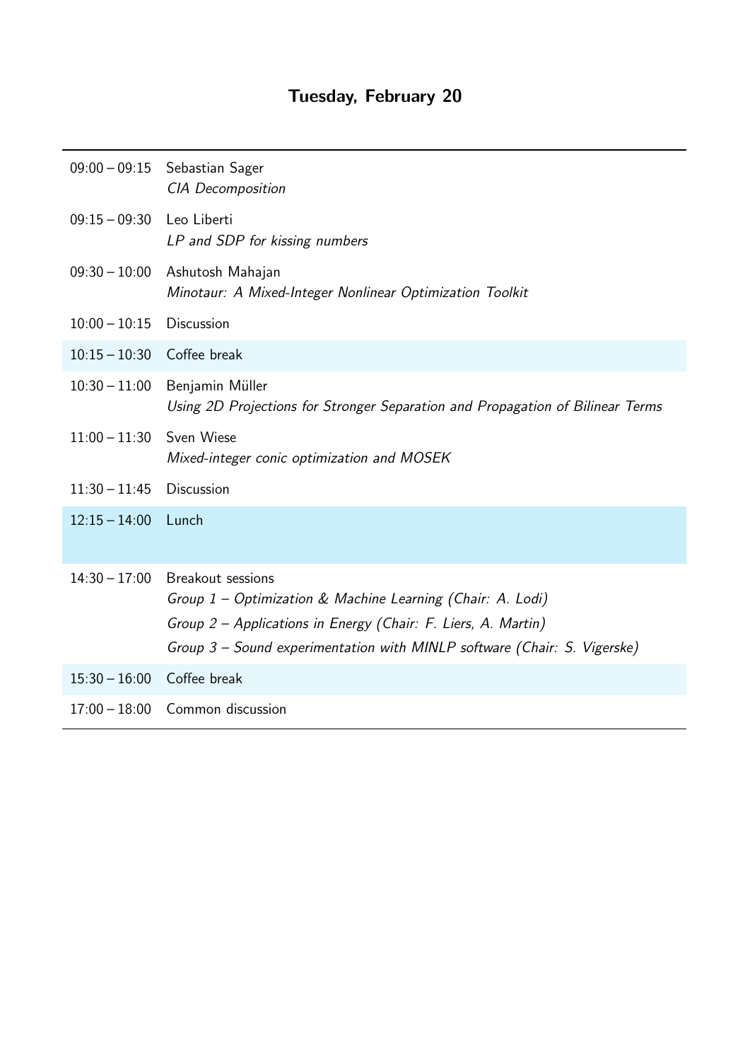# Tuesday, February 20

| | |
|---|---|
| 09:00 – 09:15 | Sebastian Sager<br>*CIA Decomposition* |
| 09:15 – 09:30 | Leo Liberti<br>*LP and SDP for kissing numbers* |
| 09:30 – 10:00 | Ashutosh Mahajan<br>*Minotaur: A Mixed-Integer Nonlinear Optimization Toolkit* |
| 10:00 – 10:15 | Discussion |
| 10:15 – 10:30 | Coffee break |
| 10:30 – 11:00 | Benjamin Müller<br>*Using 2D Projections for Stronger Separation and Propagation of Bilinear Terms* |
| 11:00 – 11:30 | Sven Wiese<br>*Mixed-integer conic optimization and MOSEK* |
| 11:30 – 11:45 | Discussion |
| 12:15 – 14:00 | Lunch |
| 14:30 – 17:00 | Breakout sessions<br>*Group 1 – Optimization & Machine Learning (Chair: A. Lodi)*<br>*Group 2 – Applications in Energy (Chair: F. Liers, A. Martin)*<br>*Group 3 – Sound experimentation with MINLP software (Chair: S. Vigerske)* |
| 15:30 – 16:00 | Coffee break |
| 17:00 – 18:00 | Common discussion |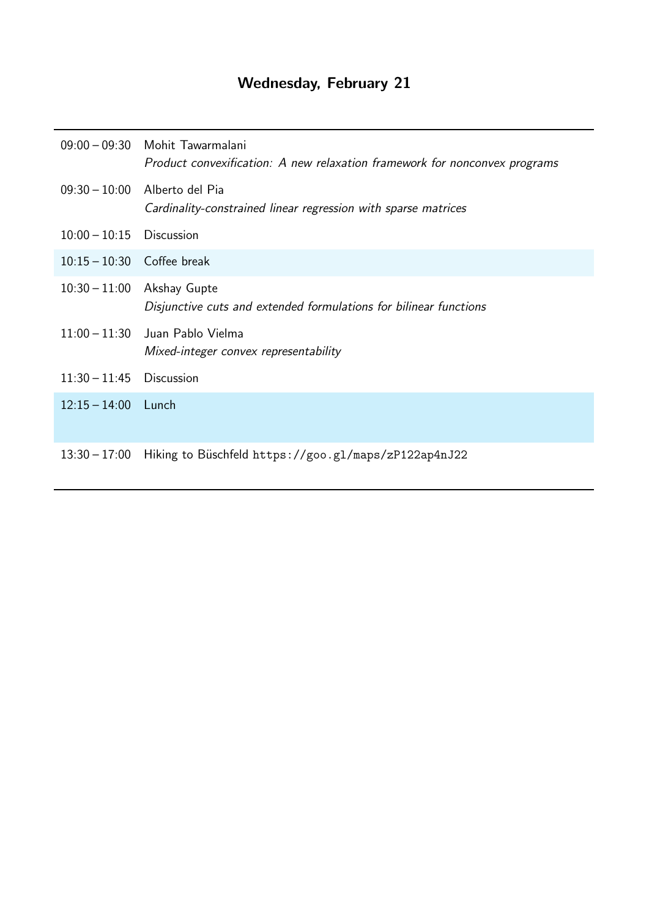## Wednesday, February 21

| | |
|---|---|
| 09:00 – 09:30 | Mohit Tawarmalani<br>*Product convexification: A new relaxation framework for nonconvex programs* |
| 09:30 – 10:00 | Alberto del Pia<br>*Cardinality-constrained linear regression with sparse matrices* |
| 10:00 – 10:15 | Discussion |
| 10:15 – 10:30 | Coffee break |
| 10:30 – 11:00 | Akshay Gupte<br>*Disjunctive cuts and extended formulations for bilinear functions* |
| 11:00 – 11:30 | Juan Pablo Vielma<br>*Mixed-integer convex representability* |
| 11:30 – 11:45 | Discussion |
| 12:15 – 14:00 | Lunch |
| 13:30 – 17:00 | Hiking to Büschfeld `https://goo.gl/maps/zP122ap4nJ22` |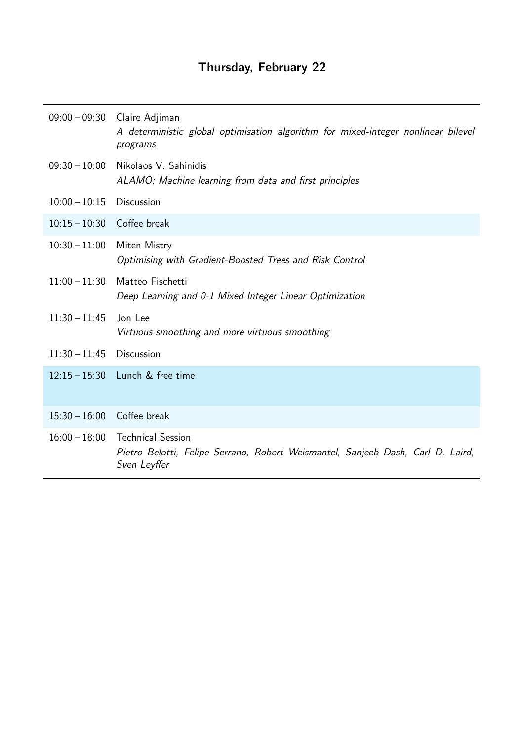## Thursday, February 22

| | |
|---|---|
| 09:00 – 09:30 | Claire Adjiman<br>*A deterministic global optimisation algorithm for mixed-integer nonlinear bilevel programs* |
| 09:30 – 10:00 | Nikolaos V. Sahinidis<br>*ALAMO: Machine learning from data and first principles* |
| 10:00 – 10:15 | Discussion |
| 10:15 – 10:30 | Coffee break |
| 10:30 – 11:00 | Miten Mistry<br>*Optimising with Gradient-Boosted Trees and Risk Control* |
| 11:00 – 11:30 | Matteo Fischetti<br>*Deep Learning and 0-1 Mixed Integer Linear Optimization* |
| 11:30 – 11:45 | Jon Lee<br>*Virtuous smoothing and more virtuous smoothing* |
| 11:30 – 11:45 | Discussion |
| 12:15 – 15:30 | Lunch & free time |
| 15:30 – 16:00 | Coffee break |
| 16:00 – 18:00 | Technical Session<br>*Pietro Belotti, Felipe Serrano, Robert Weismantel, Sanjeeb Dash, Carl D. Laird, Sven Leyffer* |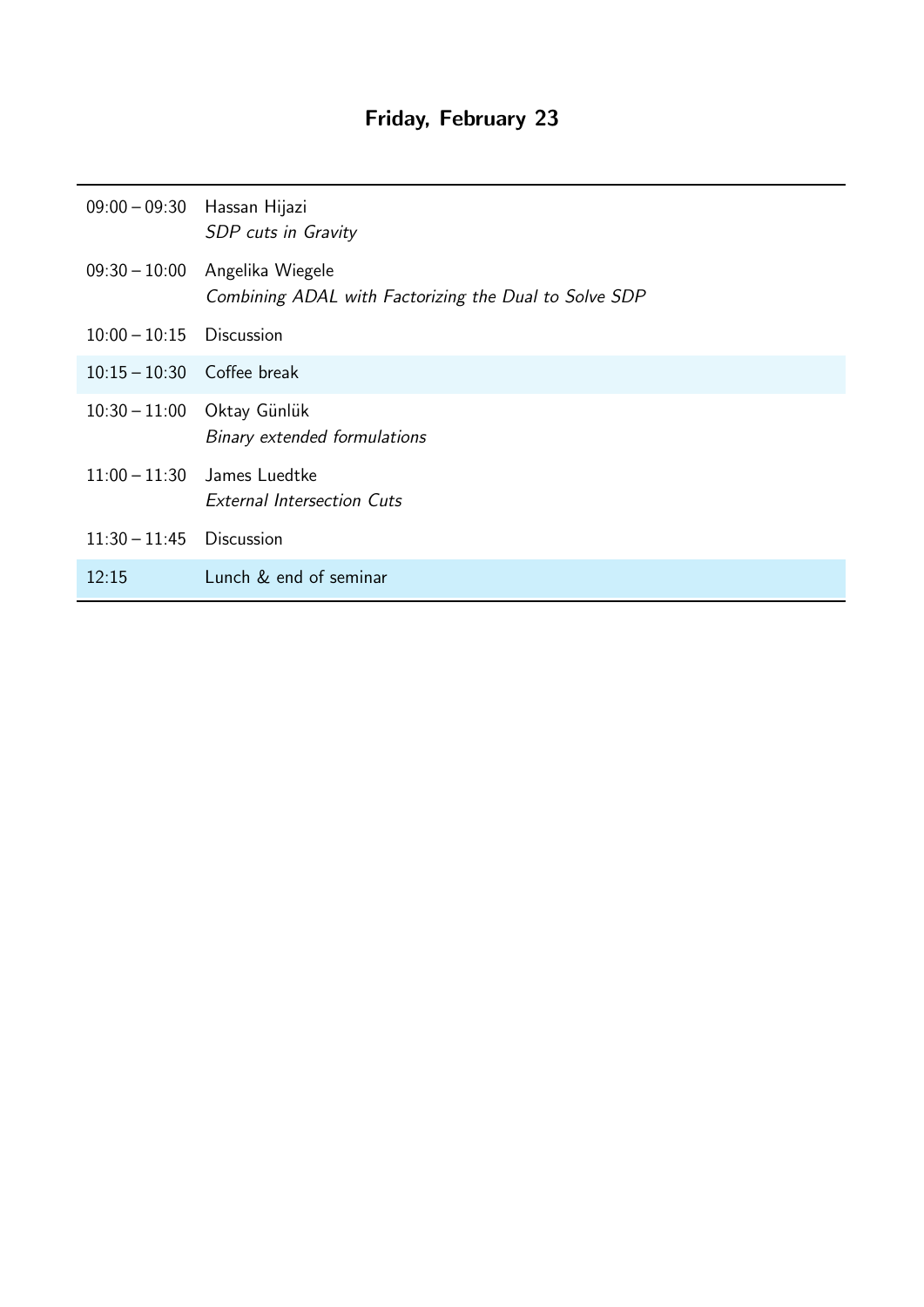## Friday, February 23

| | |
|---|---|
| 09:00 – 09:30 | Hassan Hijazi<br>*SDP cuts in Gravity* |
| 09:30 – 10:00 | Angelika Wiegele<br>*Combining ADAL with Factorizing the Dual to Solve SDP* |
| 10:00 – 10:15 | Discussion |
| 10:15 – 10:30 | Coffee break |
| 10:30 – 11:00 | Oktay Günlük<br>*Binary extended formulations* |
| 11:00 – 11:30 | James Luedtke<br>*External Intersection Cuts* |
| 11:30 – 11:45 | Discussion |
| 12:15 | Lunch & end of seminar |